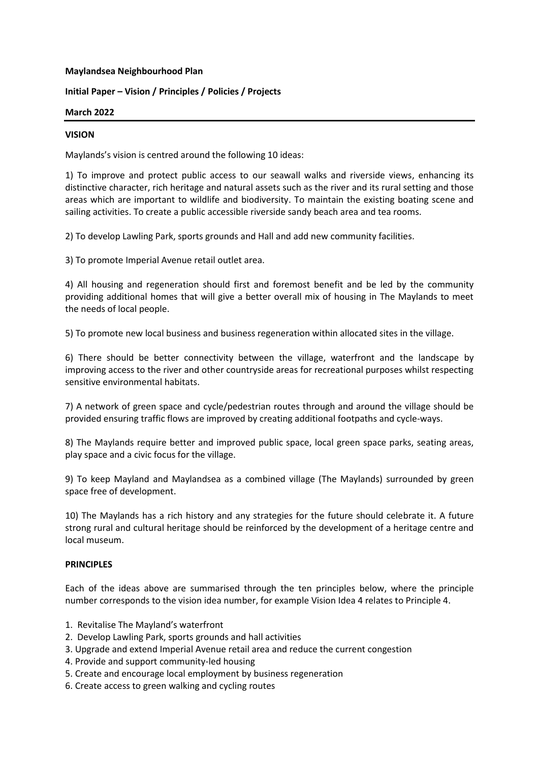**Maylandsea Neighbourhood Plan**

**Initial Paper – Vision / Principles / Policies / Projects**

**March 2022**

---

**VISION**

Maylands's vision is centred around the following 10 ideas:

1) To improve and protect public access to our seawall walks and riverside views, enhancing its distinctive character, rich heritage and natural assets such as the river and its rural setting and those areas which are important to wildlife and biodiversity. To maintain the existing boating scene and sailing activities. To create a public accessible riverside sandy beach area and tea rooms.

2) To develop Lawling Park, sports grounds and Hall and add new community facilities.

3) To promote Imperial Avenue retail outlet area.

4) All housing and regeneration should first and foremost benefit and be led by the community providing additional homes that will give a better overall mix of housing in The Maylands to meet the needs of local people.

5) To promote new local business and business regeneration within allocated sites in the village.

6) There should be better connectivity between the village, waterfront and the landscape by improving access to the river and other countryside areas for recreational purposes whilst respecting sensitive environmental habitats.

7) A network of green space and cycle/pedestrian routes through and around the village should be provided ensuring traffic flows are improved by creating additional footpaths and cycle-ways.

8) The Maylands require better and improved public space, local green space parks, seating areas, play space and a civic focus for the village.

9) To keep Mayland and Maylandsea as a combined village (The Maylands) surrounded by green space free of development.

10) The Maylands has a rich history and any strategies for the future should celebrate it. A future strong rural and cultural heritage should be reinforced by the development of a heritage centre and local museum.

**PRINCIPLES**

Each of the ideas above are summarised through the ten principles below, where the principle number corresponds to the vision idea number, for example Vision Idea 4 relates to Principle 4.

1. Revitalise The Mayland's waterfront
2. Develop Lawling Park, sports grounds and hall activities
3. Upgrade and extend Imperial Avenue retail area and reduce the current congestion
4. Provide and support community-led housing
5. Create and encourage local employment by business regeneration
6. Create access to green walking and cycling routes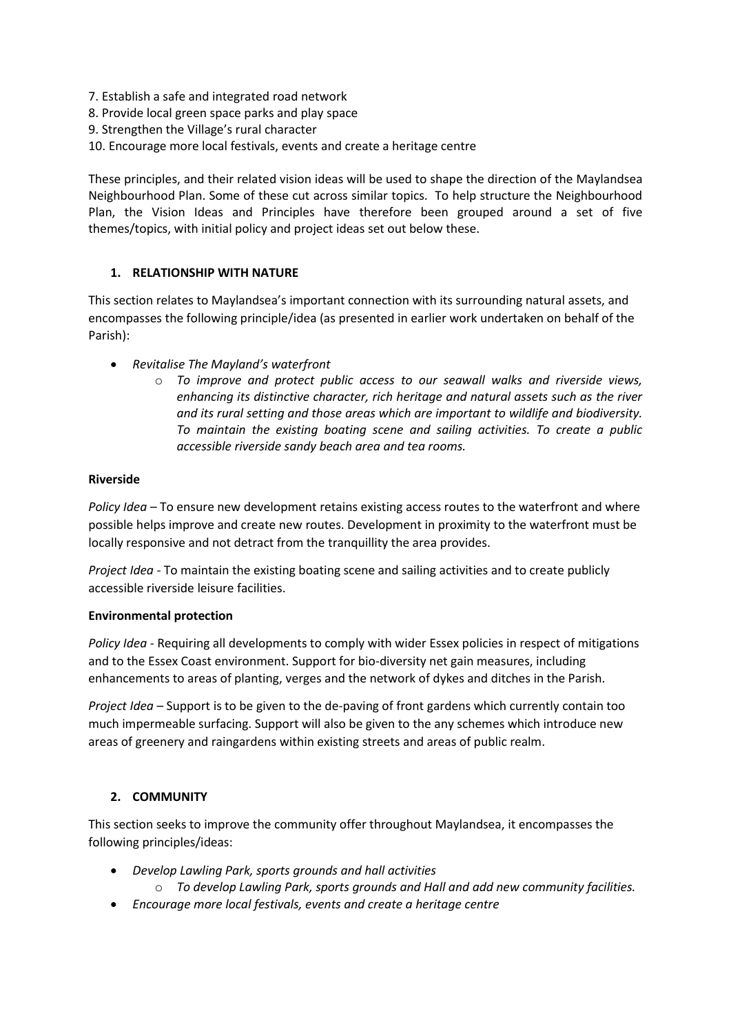7. Establish a safe and integrated road network
8. Provide local green space parks and play space
9. Strengthen the Village's rural character
10. Encourage more local festivals, events and create a heritage centre

These principles, and their related vision ideas will be used to shape the direction of the Maylandsea Neighbourhood Plan. Some of these cut across similar topics. To help structure the Neighbourhood Plan, the Vision Ideas and Principles have therefore been grouped around a set of five themes/topics, with initial policy and project ideas set out below these.

## 1. RELATIONSHIP WITH NATURE

This section relates to Maylandsea's important connection with its surrounding natural assets, and encompasses the following principle/idea (as presented in earlier work undertaken on behalf of the Parish):

- *Revitalise The Mayland's waterfront*
    - *To improve and protect public access to our seawall walks and riverside views, enhancing its distinctive character, rich heritage and natural assets such as the river and its rural setting and those areas which are important to wildlife and biodiversity. To maintain the existing boating scene and sailing activities. To create a public accessible riverside sandy beach area and tea rooms.*

### Riverside

*Policy Idea* – To ensure new development retains existing access routes to the waterfront and where possible helps improve and create new routes. Development in proximity to the waterfront must be locally responsive and not detract from the tranquillity the area provides.

*Project Idea* - To maintain the existing boating scene and sailing activities and to create publicly accessible riverside leisure facilities.

### Environmental protection

*Policy Idea* - Requiring all developments to comply with wider Essex policies in respect of mitigations and to the Essex Coast environment. Support for bio-diversity net gain measures, including enhancements to areas of planting, verges and the network of dykes and ditches in the Parish.

*Project Idea* – Support is to be given to the de-paving of front gardens which currently contain too much impermeable surfacing. Support will also be given to the any schemes which introduce new areas of greenery and raingardens within existing streets and areas of public realm.

## 2. COMMUNITY

This section seeks to improve the community offer throughout Maylandsea, it encompasses the following principles/ideas:

- *Develop Lawling Park, sports grounds and hall activities*
    - *To develop Lawling Park, sports grounds and Hall and add new community facilities.*
- *Encourage more local festivals, events and create a heritage centre*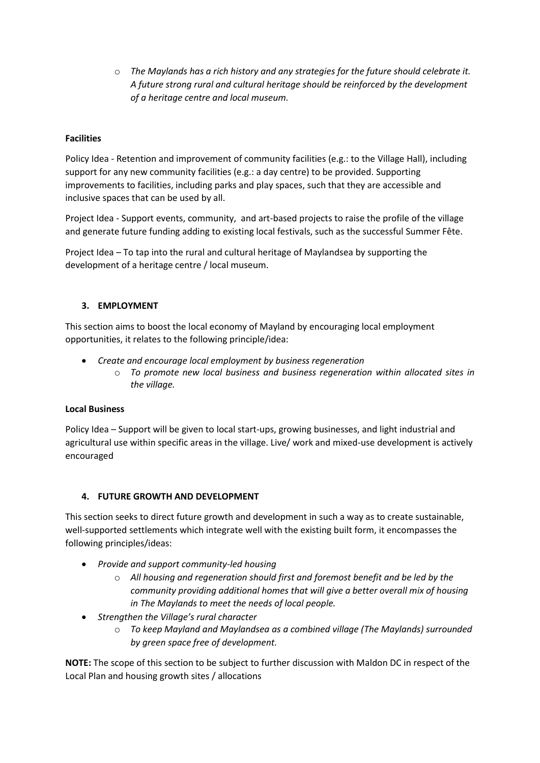- *The Maylands has a rich history and any strategies for the future should celebrate it. A future strong rural and cultural heritage should be reinforced by the development of a heritage centre and local museum.*

**Facilities**

Policy Idea - Retention and improvement of community facilities (e.g.: to the Village Hall), including support for any new community facilities (e.g.: a day centre) to be provided. Supporting improvements to facilities, including parks and play spaces, such that they are accessible and inclusive spaces that can be used by all.

Project Idea - Support events, community, and art-based projects to raise the profile of the village and generate future funding adding to existing local festivals, such as the successful Summer Fête.

Project Idea – To tap into the rural and cultural heritage of Maylandsea by supporting the development of a heritage centre / local museum.

### 3. EMPLOYMENT

This section aims to boost the local economy of Mayland by encouraging local employment opportunities, it relates to the following principle/idea:

- *Create and encourage local employment by business regeneration*
  - *To promote new local business and business regeneration within allocated sites in the village.*

**Local Business**

Policy Idea – Support will be given to local start-ups, growing businesses, and light industrial and agricultural use within specific areas in the village. Live/ work and mixed-use development is actively encouraged

### 4. FUTURE GROWTH AND DEVELOPMENT

This section seeks to direct future growth and development in such a way as to create sustainable, well-supported settlements which integrate well with the existing built form, it encompasses the following principles/ideas:

- *Provide and support community-led housing*
  - *All housing and regeneration should first and foremost benefit and be led by the community providing additional homes that will give a better overall mix of housing in The Maylands to meet the needs of local people.*
- *Strengthen the Village's rural character*
  - *To keep Mayland and Maylandsea as a combined village (The Maylands) surrounded by green space free of development.*

**NOTE:** The scope of this section to be subject to further discussion with Maldon DC in respect of the Local Plan and housing growth sites / allocations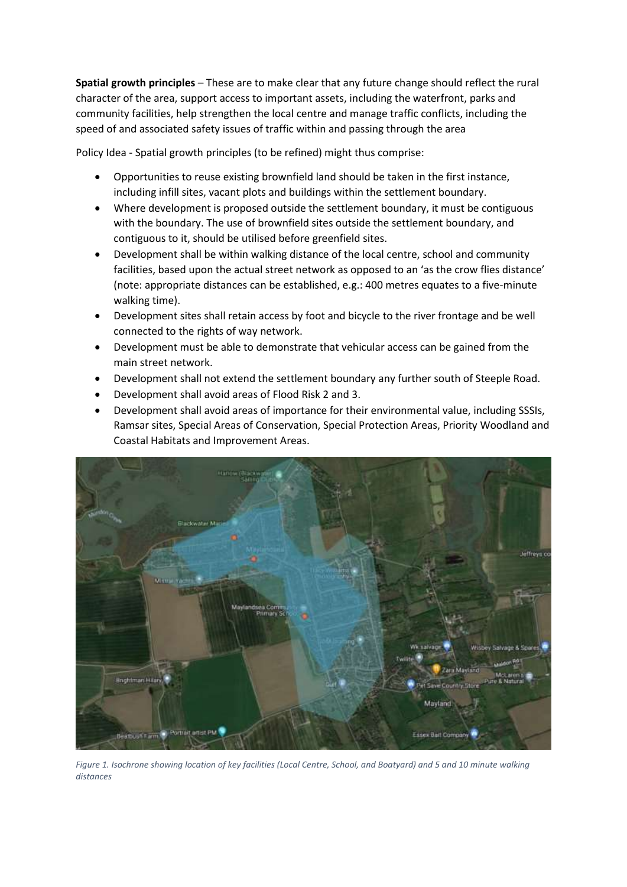**Spatial growth principles** – These are to make clear that any future change should reflect the rural character of the area, support access to important assets, including the waterfront, parks and community facilities, help strengthen the local centre and manage traffic conflicts, including the speed of and associated safety issues of traffic within and passing through the area

Policy Idea - Spatial growth principles (to be refined) might thus comprise:

- Opportunities to reuse existing brownfield land should be taken in the first instance, including infill sites, vacant plots and buildings within the settlement boundary.
- Where development is proposed outside the settlement boundary, it must be contiguous with the boundary. The use of brownfield sites outside the settlement boundary, and contiguous to it, should be utilised before greenfield sites.
- Development shall be within walking distance of the local centre, school and community facilities, based upon the actual street network as opposed to an 'as the crow flies distance' (note: appropriate distances can be established, e.g.: 400 metres equates to a five-minute walking time).
- Development sites shall retain access by foot and bicycle to the river frontage and be well connected to the rights of way network.
- Development must be able to demonstrate that vehicular access can be gained from the main street network.
- Development shall not extend the settlement boundary any further south of Steeple Road.
- Development shall avoid areas of Flood Risk 2 and 3.
- Development shall avoid areas of importance for their environmental value, including SSSIs, Ramsar sites, Special Areas of Conservation, Special Protection Areas, Priority Woodland and Coastal Habitats and Improvement Areas.

*Figure 1. Isochrone showing location of key facilities (Local Centre, School, and Boatyard) and 5 and 10 minute walking distances*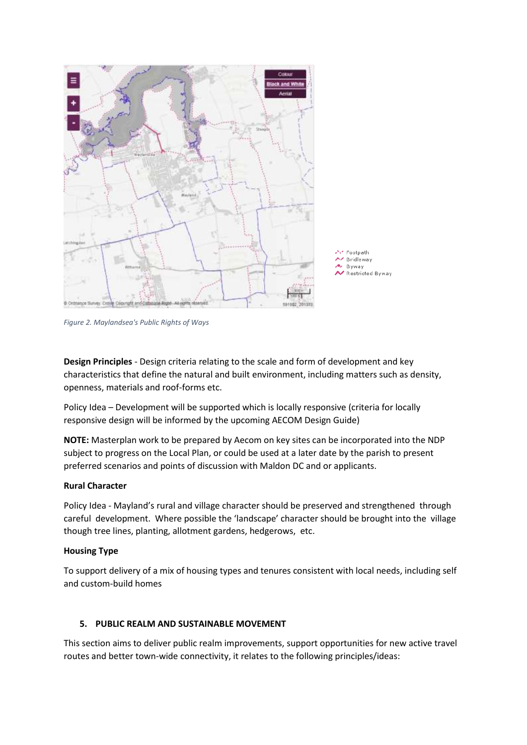*Figure 2. Maylandsea's Public Rights of Ways*

**Design Principles** - Design criteria relating to the scale and form of development and key characteristics that define the natural and built environment, including matters such as density, openness, materials and roof-forms etc.

Policy Idea – Development will be supported which is locally responsive (criteria for locally responsive design will be informed by the upcoming AECOM Design Guide)

**NOTE:** Masterplan work to be prepared by Aecom on key sites can be incorporated into the NDP subject to progress on the Local Plan, or could be used at a later date by the parish to present preferred scenarios and points of discussion with Maldon DC and or applicants.

**Rural Character**

Policy Idea - Mayland's rural and village character should be preserved and strengthened through careful development. Where possible the 'landscape' character should be brought into the village though tree lines, planting, allotment gardens, hedgerows, etc.

**Housing Type**

To support delivery of a mix of housing types and tenures consistent with local needs, including self and custom-build homes

## 5. PUBLIC REALM AND SUSTAINABLE MOVEMENT

This section aims to deliver public realm improvements, support opportunities for new active travel routes and better town-wide connectivity, it relates to the following principles/ideas: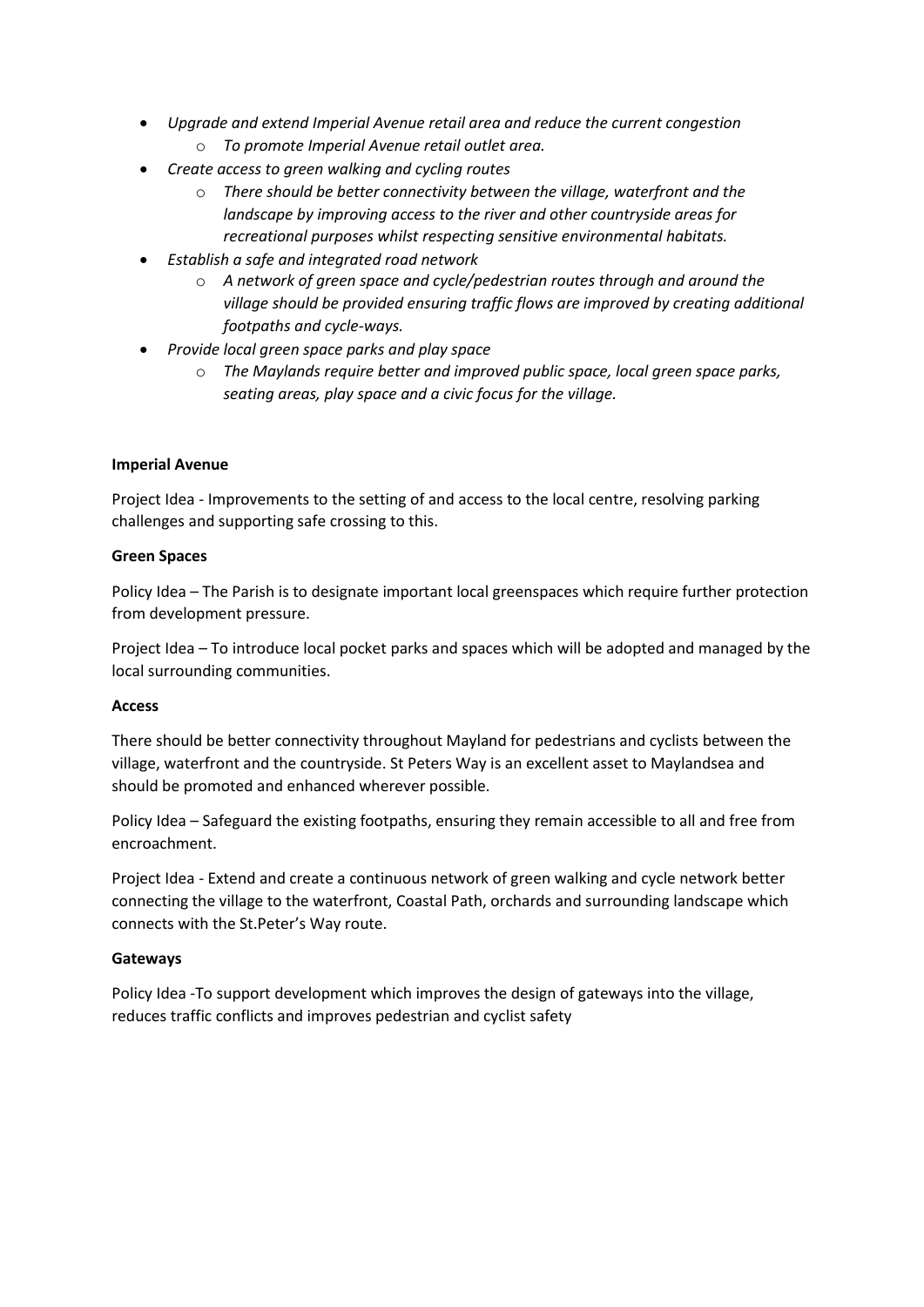- *Upgrade and extend Imperial Avenue retail area and reduce the current congestion*
  - *To promote Imperial Avenue retail outlet area.*
- *Create access to green walking and cycling routes*
  - *There should be better connectivity between the village, waterfront and the landscape by improving access to the river and other countryside areas for recreational purposes whilst respecting sensitive environmental habitats.*
- *Establish a safe and integrated road network*
  - *A network of green space and cycle/pedestrian routes through and around the village should be provided ensuring traffic flows are improved by creating additional footpaths and cycle-ways.*
- *Provide local green space parks and play space*
  - *The Maylands require better and improved public space, local green space parks, seating areas, play space and a civic focus for the village.*

**Imperial Avenue**

Project Idea - Improvements to the setting of and access to the local centre, resolving parking challenges and supporting safe crossing to this.

**Green Spaces**

Policy Idea – The Parish is to designate important local greenspaces which require further protection from development pressure.

Project Idea – To introduce local pocket parks and spaces which will be adopted and managed by the local surrounding communities.

**Access**

There should be better connectivity throughout Mayland for pedestrians and cyclists between the village, waterfront and the countryside. St Peters Way is an excellent asset to Maylandsea and should be promoted and enhanced wherever possible.

Policy Idea – Safeguard the existing footpaths, ensuring they remain accessible to all and free from encroachment.

Project Idea - Extend and create a continuous network of green walking and cycle network better connecting the village to the waterfront, Coastal Path, orchards and surrounding landscape which connects with the St.Peter's Way route.

**Gateways**

Policy Idea -To support development which improves the design of gateways into the village, reduces traffic conflicts and improves pedestrian and cyclist safety